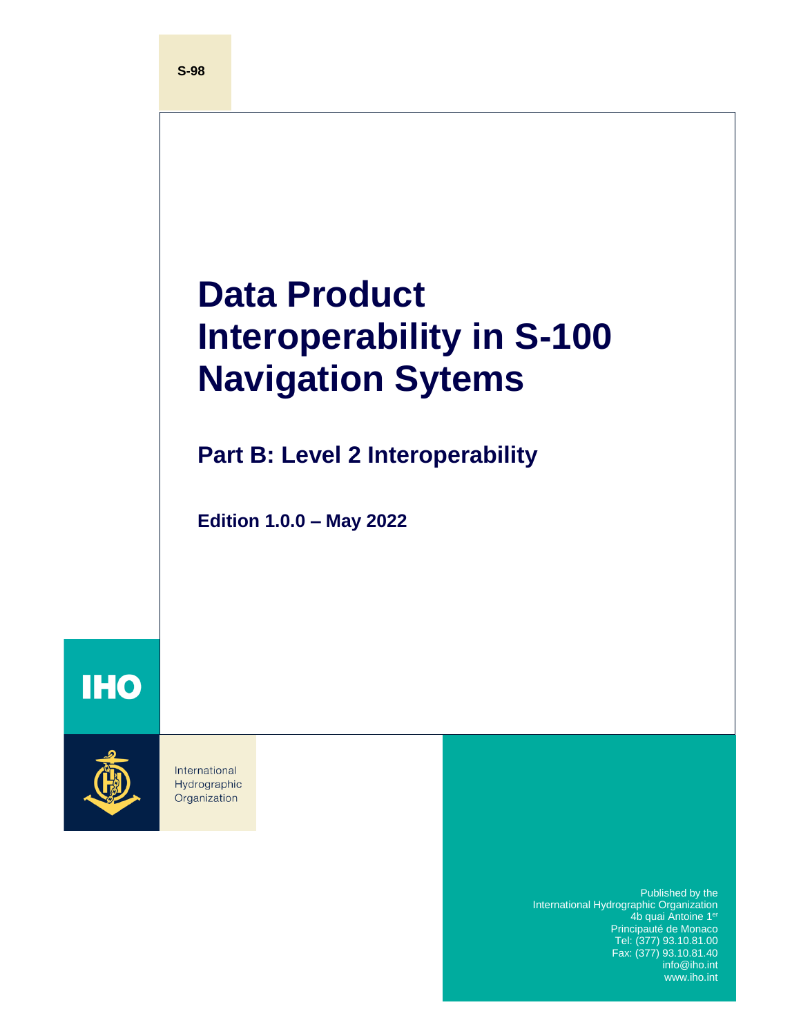S-98

# Data Product Interoperability in S-100 Navigation Sytems

## Part B: Level 2 Interoperability

**Edition 1.0.0 – May 2022**

IHO

International Hydrographic Organization

Published by the
International Hydrographic Organization
4b quai Antoine 1er
Principauté de Monaco
Tel: (377) 93.10.81.00
Fax: (377) 93.10.81.40
info@iho.int
www.iho.int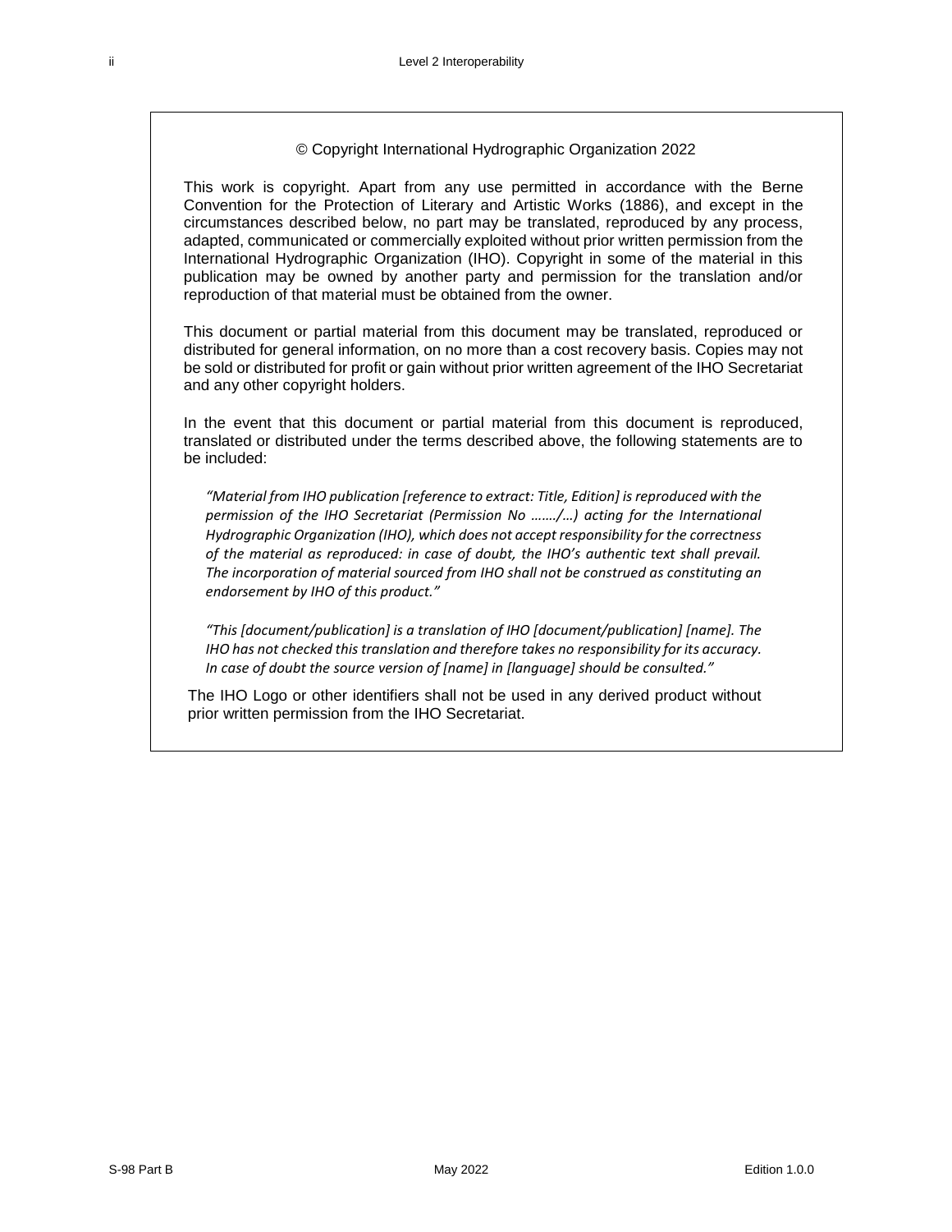© Copyright International Hydrographic Organization 2022

This work is copyright. Apart from any use permitted in accordance with the Berne Convention for the Protection of Literary and Artistic Works (1886), and except in the circumstances described below, no part may be translated, reproduced by any process, adapted, communicated or commercially exploited without prior written permission from the International Hydrographic Organization (IHO). Copyright in some of the material in this publication may be owned by another party and permission for the translation and/or reproduction of that material must be obtained from the owner.

This document or partial material from this document may be translated, reproduced or distributed for general information, on no more than a cost recovery basis. Copies may not be sold or distributed for profit or gain without prior written agreement of the IHO Secretariat and any other copyright holders.

In the event that this document or partial material from this document is reproduced, translated or distributed under the terms described above, the following statements are to be included:

> *"Material from IHO publication [reference to extract: Title, Edition] is reproduced with the permission of the IHO Secretariat (Permission No ……./…) acting for the International Hydrographic Organization (IHO), which does not accept responsibility for the correctness of the material as reproduced: in case of doubt, the IHO's authentic text shall prevail. The incorporation of material sourced from IHO shall not be construed as constituting an endorsement by IHO of this product."*

> *"This [document/publication] is a translation of IHO [document/publication] [name]. The IHO has not checked this translation and therefore takes no responsibility for its accuracy. In case of doubt the source version of [name] in [language] should be consulted."*

The IHO Logo or other identifiers shall not be used in any derived product without prior written permission from the IHO Secretariat.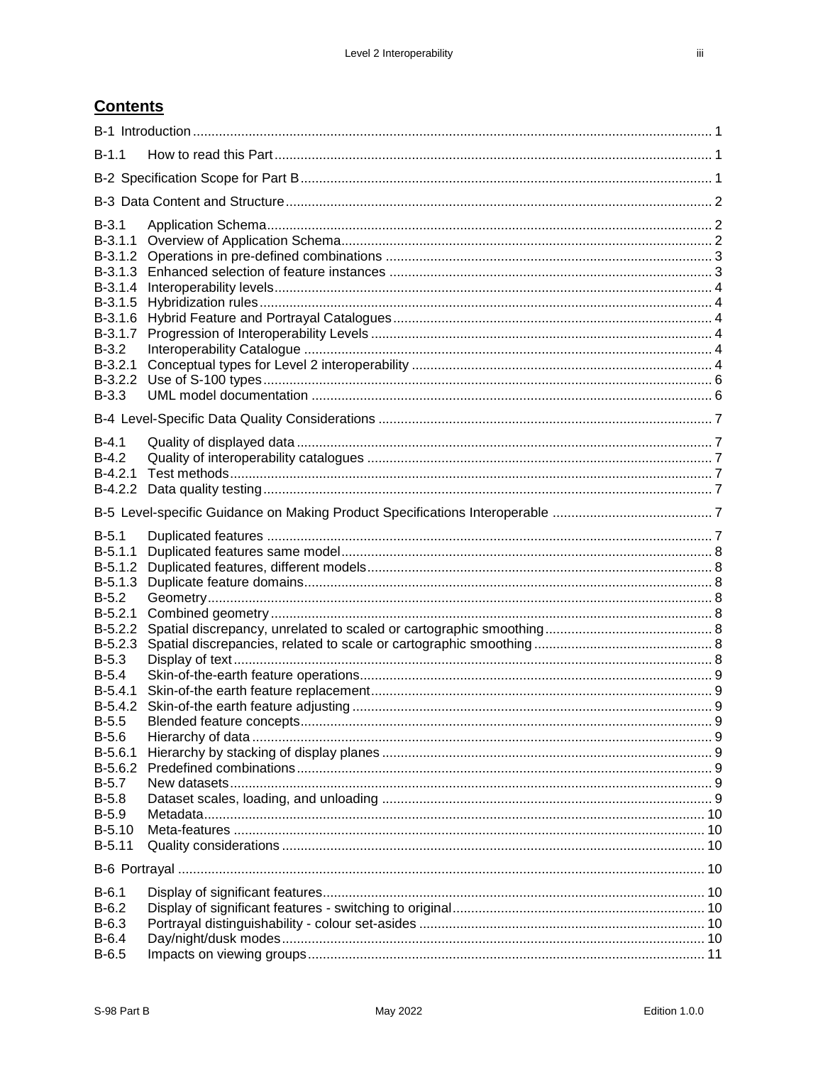## Contents

| | | |
|---|---|---|
| B-1 | Introduction | 1 |
| B-1.1 | How to read this Part | 1 |
| B-2 | Specification Scope for Part B | 1 |
| B-3 | Data Content and Structure | 2 |
| B-3.1 | Application Schema | 2 |
| B-3.1.1 | Overview of Application Schema | 2 |
| B-3.1.2 | Operations in pre-defined combinations | 3 |
| B-3.1.3 | Enhanced selection of feature instances | 3 |
| B-3.1.4 | Interoperability levels | 4 |
| B-3.1.5 | Hybridization rules | 4 |
| B-3.1.6 | Hybrid Feature and Portrayal Catalogues | 4 |
| B-3.1.7 | Progression of Interoperability Levels | 4 |
| B-3.2 | Interoperability Catalogue | 4 |
| B-3.2.1 | Conceptual types for Level 2 interoperability | 4 |
| B-3.2.2 | Use of S-100 types | 6 |
| B-3.3 | UML model documentation | 6 |
| B-4 | Level-Specific Data Quality Considerations | 7 |
| B-4.1 | Quality of displayed data | 7 |
| B-4.2 | Quality of interoperability catalogues | 7 |
| B-4.2.1 | Test methods | 7 |
| B-4.2.2 | Data quality testing | 7 |
| B-5 | Level-specific Guidance on Making Product Specifications Interoperable | 7 |
| B-5.1 | Duplicated features | 7 |
| B-5.1.1 | Duplicated features same model | 8 |
| B-5.1.2 | Duplicated features, different models | 8 |
| B-5.1.3 | Duplicate feature domains | 8 |
| B-5.2 | Geometry | 8 |
| B-5.2.1 | Combined geometry | 8 |
| B-5.2.2 | Spatial discrepancy, unrelated to scaled or cartographic smoothing | 8 |
| B-5.2.3 | Spatial discrepancies, related to scale or cartographic smoothing | 8 |
| B-5.3 | Display of text | 8 |
| B-5.4 | Skin-of-the-earth feature operations | 9 |
| B-5.4.1 | Skin-of-the earth feature replacement | 9 |
| B-5.4.2 | Skin-of-the earth feature adjusting | 9 |
| B-5.5 | Blended feature concepts | 9 |
| B-5.6 | Hierarchy of data | 9 |
| B-5.6.1 | Hierarchy by stacking of display planes | 9 |
| B-5.6.2 | Predefined combinations | 9 |
| B-5.7 | New datasets | 9 |
| B-5.8 | Dataset scales, loading, and unloading | 9 |
| B-5.9 | Metadata | 10 |
| B-5.10 | Meta-features | 10 |
| B-5.11 | Quality considerations | 10 |
| B-6 | Portrayal | 10 |
| B-6.1 | Display of significant features | 10 |
| B-6.2 | Display of significant features - switching to original | 10 |
| B-6.3 | Portrayal distinguishability - colour set-asides | 10 |
| B-6.4 | Day/night/dusk modes | 10 |
| B-6.5 | Impacts on viewing groups | 11 |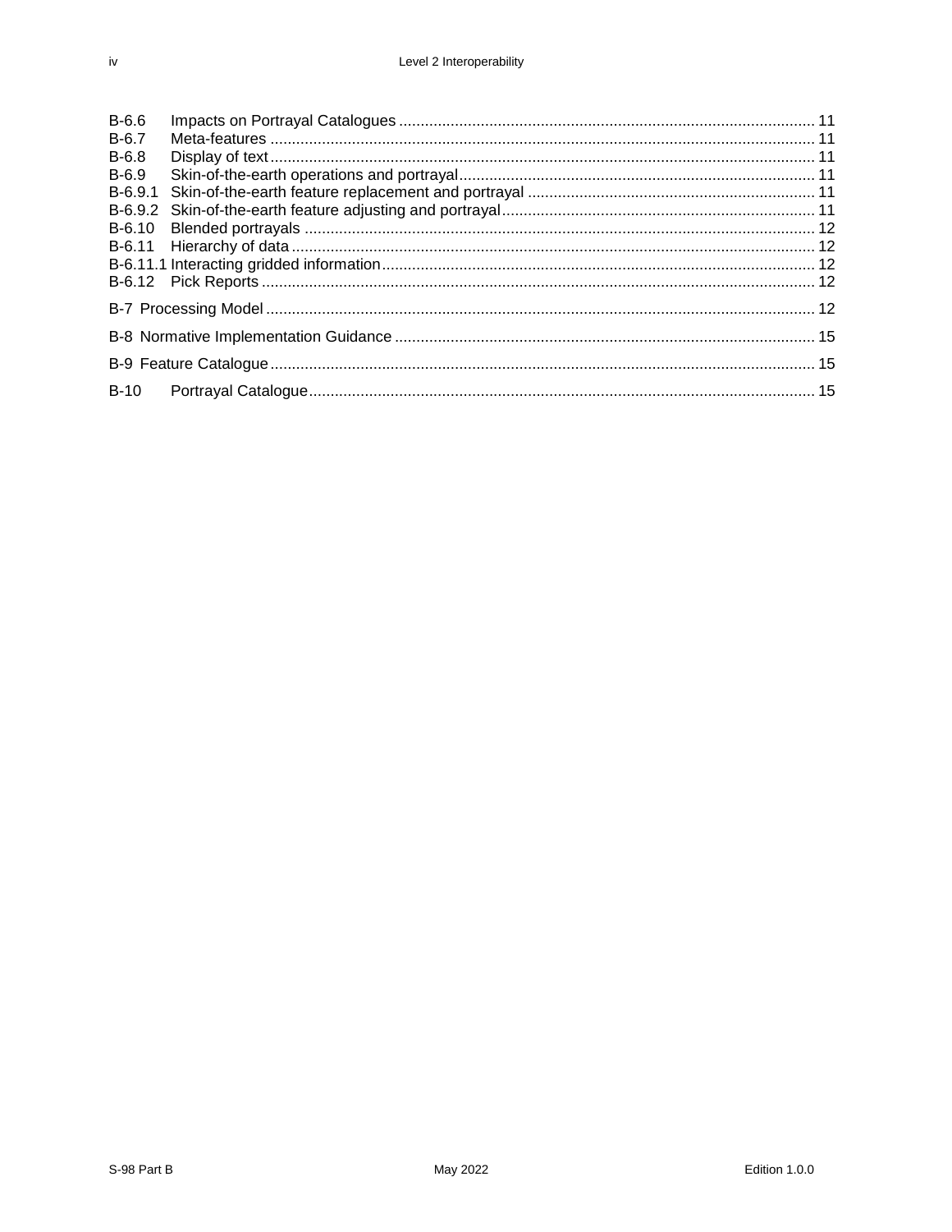B-6.6 Impacts on Portrayal Catalogues ..... 11
B-6.7 Meta-features ..... 11
B-6.8 Display of text ..... 11
B-6.9 Skin-of-the-earth operations and portrayal ..... 11
B-6.9.1 Skin-of-the-earth feature replacement and portrayal ..... 11
B-6.9.2 Skin-of-the-earth feature adjusting and portrayal ..... 11
B-6.10 Blended portrayals ..... 12
B-6.11 Hierarchy of data ..... 12
B-6.11.1 Interacting gridded information ..... 12
B-6.12 Pick Reports ..... 12

B-7 Processing Model ..... 12

B-8 Normative Implementation Guidance ..... 15

B-9 Feature Catalogue ..... 15

B-10 Portrayal Catalogue ..... 15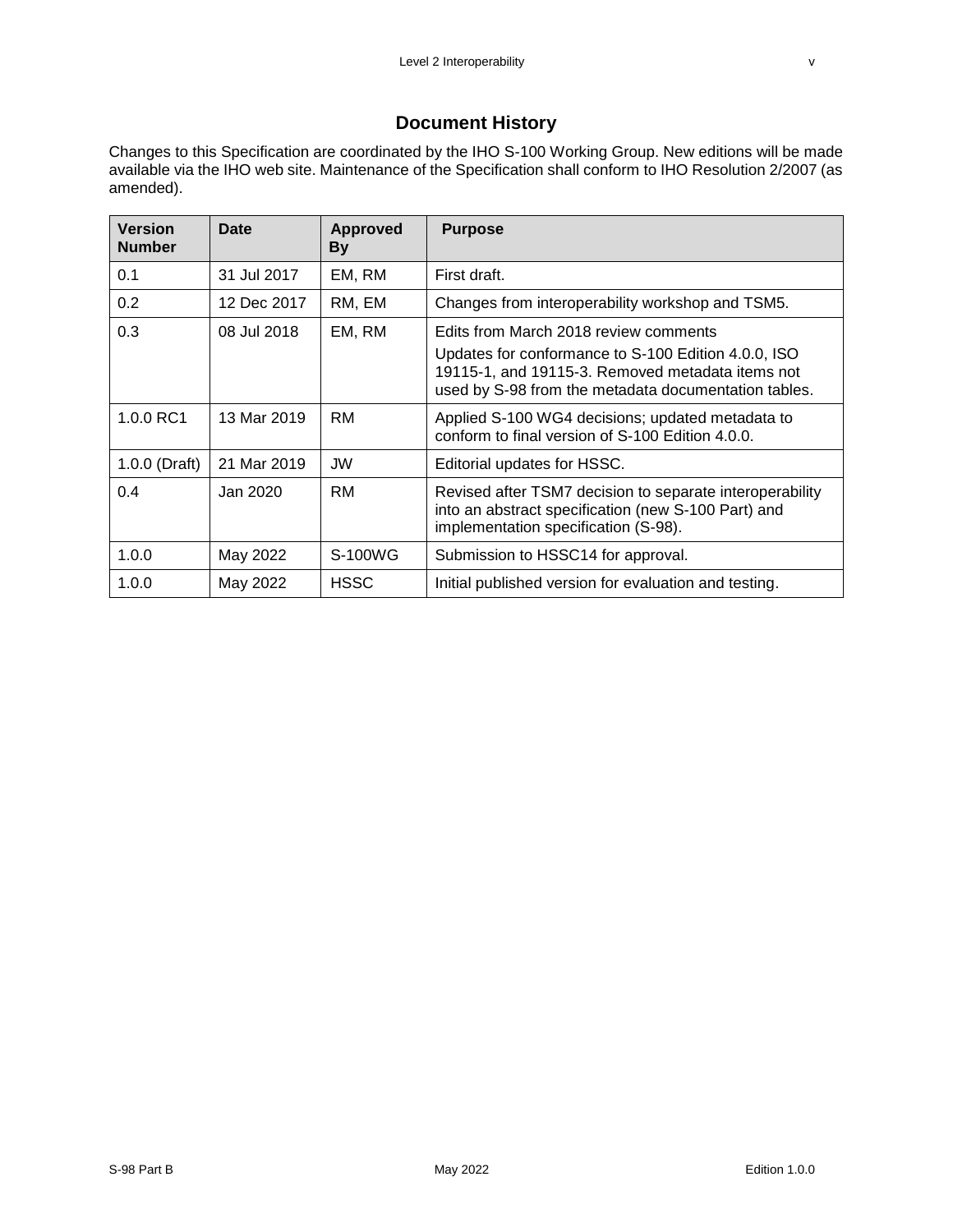# Document History

Changes to this Specification are coordinated by the IHO S-100 Working Group. New editions will be made available via the IHO web site. Maintenance of the Specification shall conform to IHO Resolution 2/2007 (as amended).

| Version Number | Date | Approved By | Purpose |
|---|---|---|---|
| 0.1 | 31 Jul 2017 | EM, RM | First draft. |
| 0.2 | 12 Dec 2017 | RM, EM | Changes from interoperability workshop and TSM5. |
| 0.3 | 08 Jul 2018 | EM, RM | Edits from March 2018 review comments<br>Updates for conformance to S-100 Edition 4.0.0, ISO 19115-1, and 19115-3. Removed metadata items not used by S-98 from the metadata documentation tables. |
| 1.0.0 RC1 | 13 Mar 2019 | RM | Applied S-100 WG4 decisions; updated metadata to conform to final version of S-100 Edition 4.0.0. |
| 1.0.0 (Draft) | 21 Mar 2019 | JW | Editorial updates for HSSC. |
| 0.4 | Jan 2020 | RM | Revised after TSM7 decision to separate interoperability into an abstract specification (new S-100 Part) and implementation specification (S-98). |
| 1.0.0 | May 2022 | S-100WG | Submission to HSSC14 for approval. |
| 1.0.0 | May 2022 | HSSC | Initial published version for evaluation and testing. |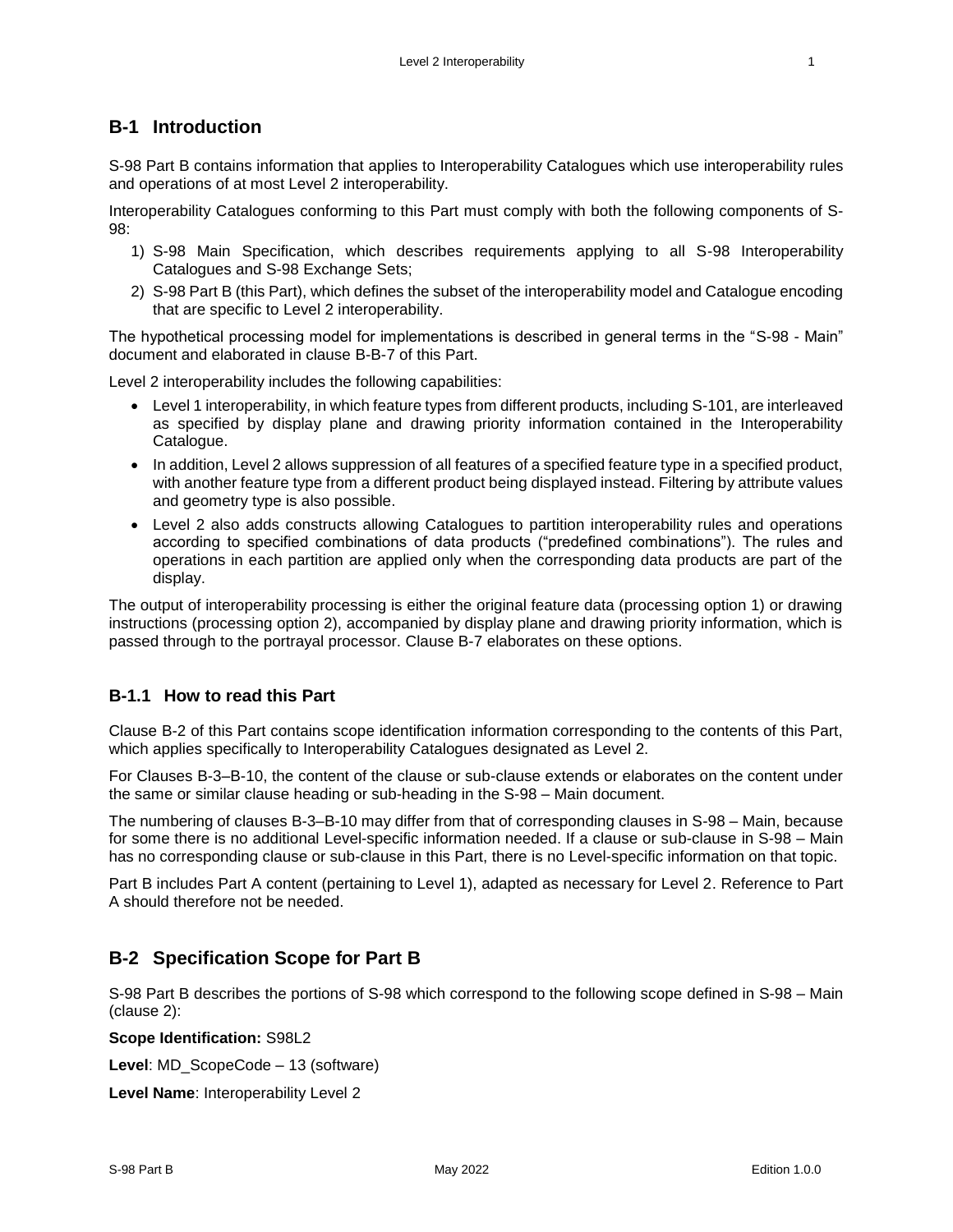## B-1 Introduction

S-98 Part B contains information that applies to Interoperability Catalogues which use interoperability rules and operations of at most Level 2 interoperability.

Interoperability Catalogues conforming to this Part must comply with both the following components of S-98:

1) S-98 Main Specification, which describes requirements applying to all S-98 Interoperability Catalogues and S-98 Exchange Sets;
2) S-98 Part B (this Part), which defines the subset of the interoperability model and Catalogue encoding that are specific to Level 2 interoperability.

The hypothetical processing model for implementations is described in general terms in the "S-98 - Main" document and elaborated in clause B-B-7 of this Part.

Level 2 interoperability includes the following capabilities:

- Level 1 interoperability, in which feature types from different products, including S-101, are interleaved as specified by display plane and drawing priority information contained in the Interoperability Catalogue.
- In addition, Level 2 allows suppression of all features of a specified feature type in a specified product, with another feature type from a different product being displayed instead. Filtering by attribute values and geometry type is also possible.
- Level 2 also adds constructs allowing Catalogues to partition interoperability rules and operations according to specified combinations of data products ("predefined combinations"). The rules and operations in each partition are applied only when the corresponding data products are part of the display.

The output of interoperability processing is either the original feature data (processing option 1) or drawing instructions (processing option 2), accompanied by display plane and drawing priority information, which is passed through to the portrayal processor. Clause B-7 elaborates on these options.

### B-1.1 How to read this Part

Clause B-2 of this Part contains scope identification information corresponding to the contents of this Part, which applies specifically to Interoperability Catalogues designated as Level 2.

For Clauses B-3–B-10, the content of the clause or sub-clause extends or elaborates on the content under the same or similar clause heading or sub-heading in the S-98 – Main document.

The numbering of clauses B-3–B-10 may differ from that of corresponding clauses in S-98 – Main, because for some there is no additional Level-specific information needed. If a clause or sub-clause in S-98 – Main has no corresponding clause or sub-clause in this Part, there is no Level-specific information on that topic.

Part B includes Part A content (pertaining to Level 1), adapted as necessary for Level 2. Reference to Part A should therefore not be needed.

## B-2 Specification Scope for Part B

S-98 Part B describes the portions of S-98 which correspond to the following scope defined in S-98 – Main (clause 2):

**Scope Identification:** S98L2

**Level**: MD_ScopeCode – 13 (software)

**Level Name**: Interoperability Level 2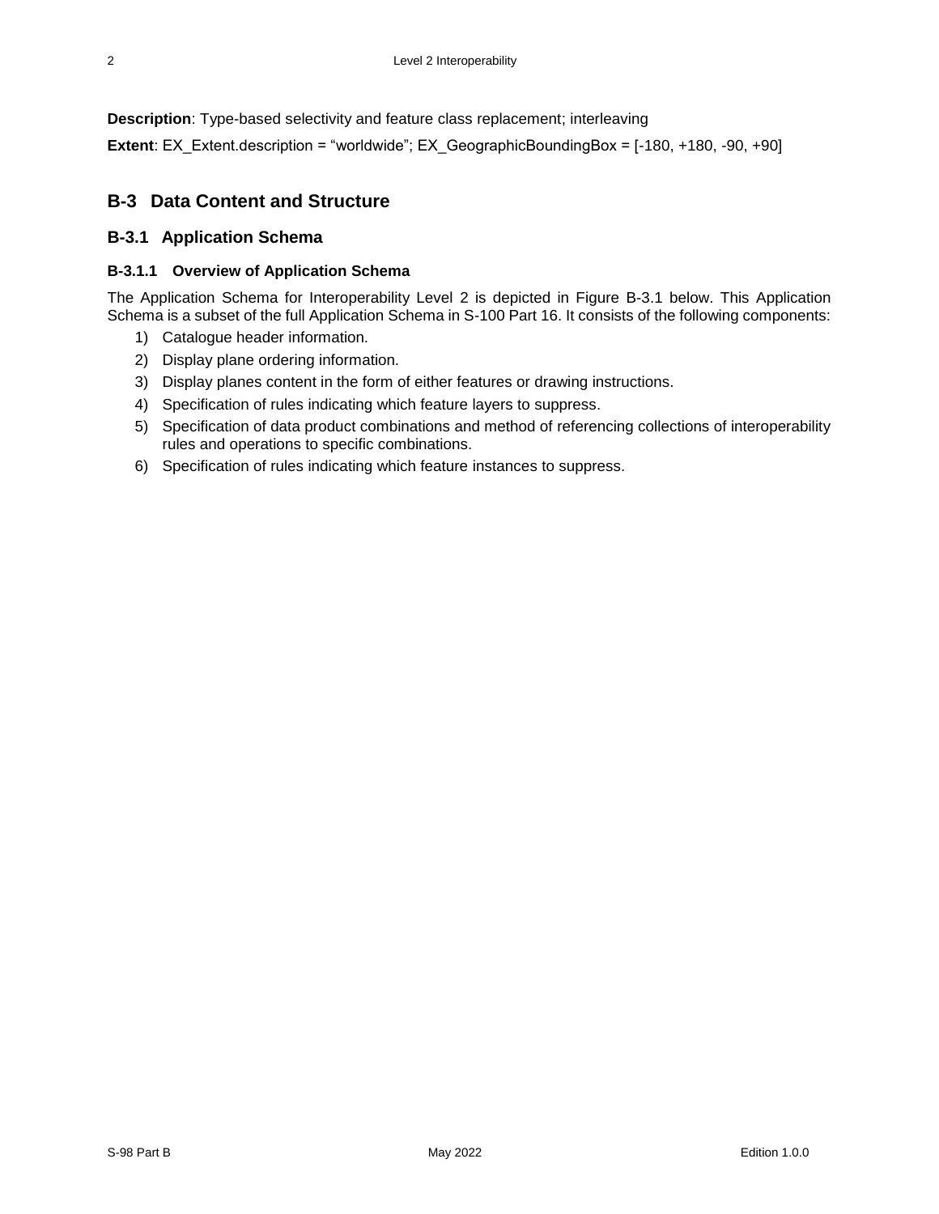**Description**: Type-based selectivity and feature class replacement; interleaving

**Extent**: EX_Extent.description = “worldwide”; EX_GeographicBoundingBox = [-180, +180, -90, +90]

## B-3 Data Content and Structure

### B-3.1 Application Schema

#### B-3.1.1 Overview of Application Schema

The Application Schema for Interoperability Level 2 is depicted in Figure B-3.1 below. This Application Schema is a subset of the full Application Schema in S-100 Part 16. It consists of the following components:

1) Catalogue header information.
2) Display plane ordering information.
3) Display planes content in the form of either features or drawing instructions.
4) Specification of rules indicating which feature layers to suppress.
5) Specification of data product combinations and method of referencing collections of interoperability rules and operations to specific combinations.
6) Specification of rules indicating which feature instances to suppress.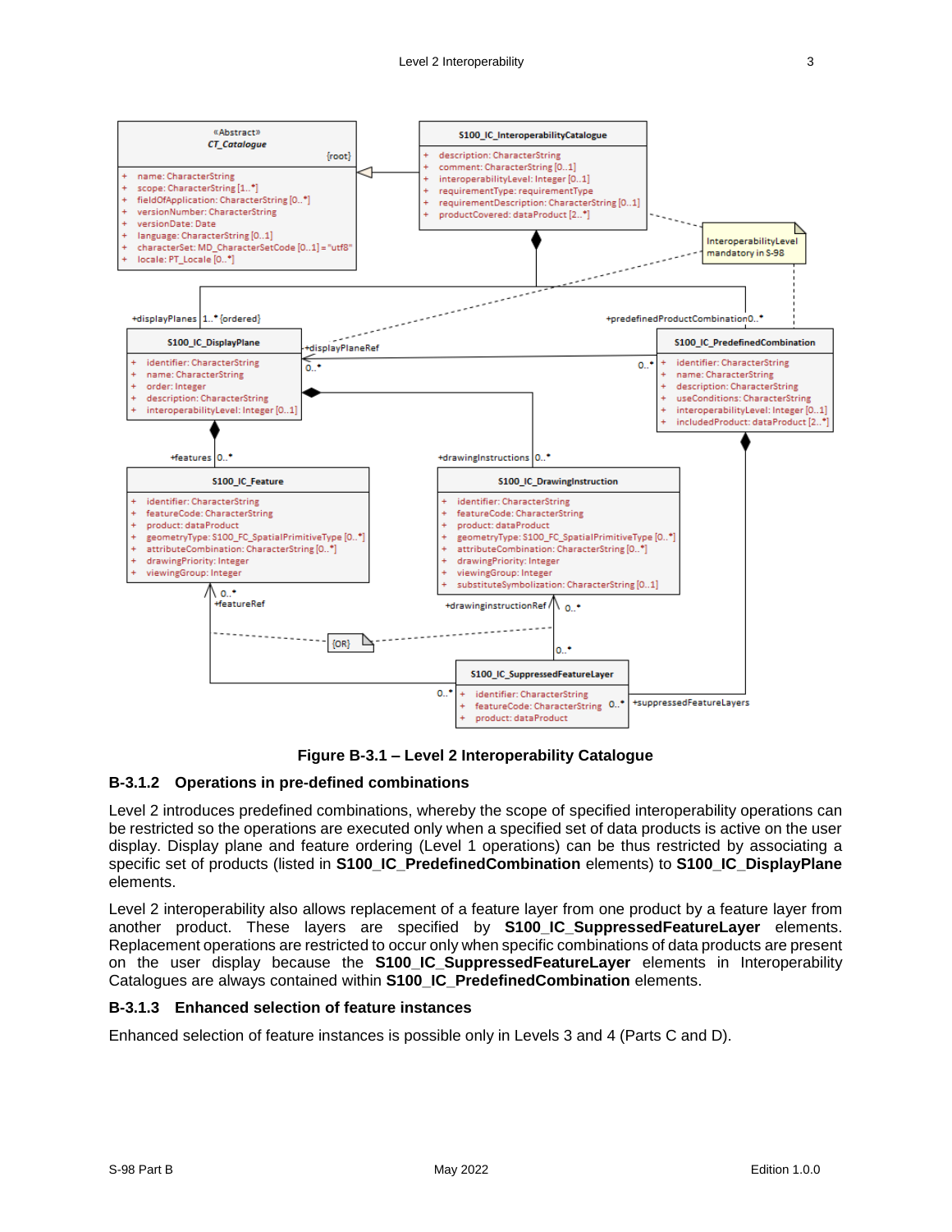Figure B-3.1 – Level 2 Interoperability Catalogue

### B-3.1.2 Operations in pre-defined combinations

Level 2 introduces predefined combinations, whereby the scope of specified interoperability operations can be restricted so the operations are executed only when a specified set of data products is active on the user display. Display plane and feature ordering (Level 1 operations) can be thus restricted by associating a specific set of products (listed in **S100_IC_PredefinedCombination** elements) to **S100_IC_DisplayPlane** elements.

Level 2 interoperability also allows replacement of a feature layer from one product by a feature layer from another product. These layers are specified by **S100_IC_SuppressedFeatureLayer** elements. Replacement operations are restricted to occur only when specific combinations of data products are present on the user display because the **S100_IC_SuppressedFeatureLayer** elements in Interoperability Catalogues are always contained within **S100_IC_PredefinedCombination** elements.

### B-3.1.3 Enhanced selection of feature instances

Enhanced selection of feature instances is possible only in Levels 3 and 4 (Parts C and D).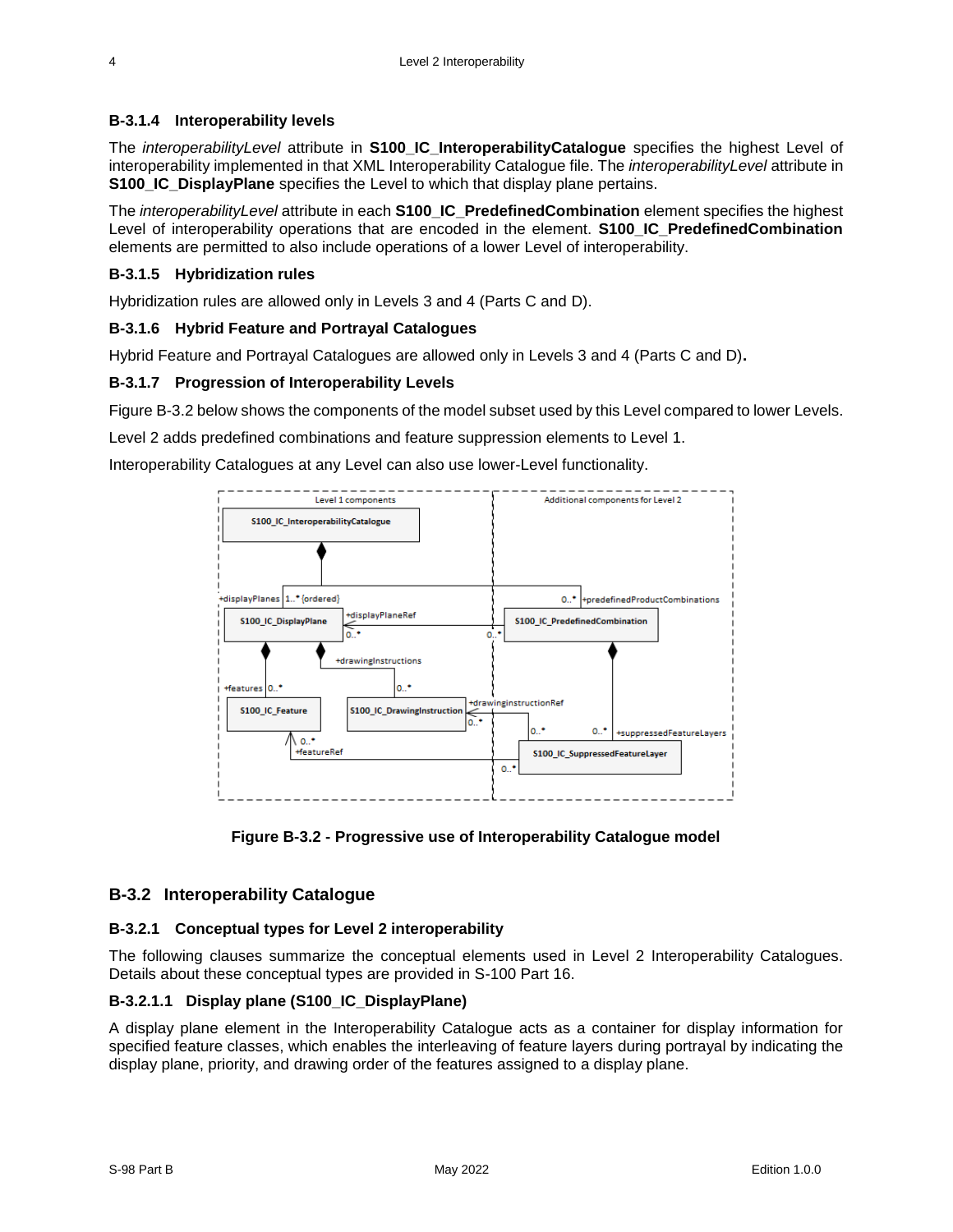### B-3.1.4 Interoperability levels

The *interoperabilityLevel* attribute in **S100_IC_InteroperabilityCatalogue** specifies the highest Level of interoperability implemented in that XML Interoperability Catalogue file. The *interoperabilityLevel* attribute in **S100_IC_DisplayPlane** specifies the Level to which that display plane pertains.

The *interoperabilityLevel* attribute in each **S100_IC_PredefinedCombination** element specifies the highest Level of interoperability operations that are encoded in the element. **S100_IC_PredefinedCombination** elements are permitted to also include operations of a lower Level of interoperability.

### B-3.1.5 Hybridization rules

Hybridization rules are allowed only in Levels 3 and 4 (Parts C and D).

### B-3.1.6 Hybrid Feature and Portrayal Catalogues

Hybrid Feature and Portrayal Catalogues are allowed only in Levels 3 and 4 (Parts C and D)**.**

### B-3.1.7 Progression of Interoperability Levels

Figure B-3.2 below shows the components of the model subset used by this Level compared to lower Levels.

Level 2 adds predefined combinations and feature suppression elements to Level 1.

Interoperability Catalogues at any Level can also use lower-Level functionality.

**Figure B-3.2 - Progressive use of Interoperability Catalogue model**

## B-3.2 Interoperability Catalogue

### B-3.2.1 Conceptual types for Level 2 interoperability

The following clauses summarize the conceptual elements used in Level 2 Interoperability Catalogues. Details about these conceptual types are provided in S-100 Part 16.

#### B-3.2.1.1 Display plane (S100_IC_DisplayPlane)

A display plane element in the Interoperability Catalogue acts as a container for display information for specified feature classes, which enables the interleaving of feature layers during portrayal by indicating the display plane, priority, and drawing order of the features assigned to a display plane.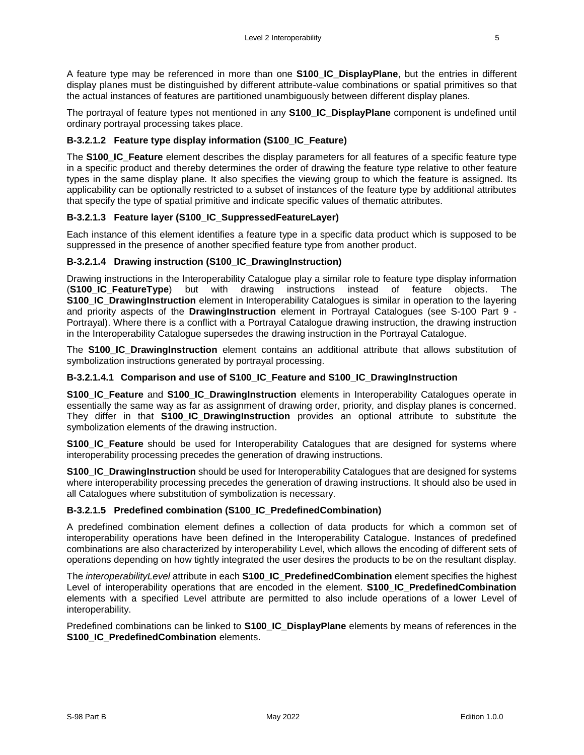A feature type may be referenced in more than one **S100_IC_DisplayPlane**, but the entries in different display planes must be distinguished by different attribute-value combinations or spatial primitives so that the actual instances of features are partitioned unambiguously between different display planes.

The portrayal of feature types not mentioned in any **S100_IC_DisplayPlane** component is undefined until ordinary portrayal processing takes place.

#### B-3.2.1.2 Feature type display information (S100_IC_Feature)

The **S100_IC_Feature** element describes the display parameters for all features of a specific feature type in a specific product and thereby determines the order of drawing the feature type relative to other feature types in the same display plane. It also specifies the viewing group to which the feature is assigned. Its applicability can be optionally restricted to a subset of instances of the feature type by additional attributes that specify the type of spatial primitive and indicate specific values of thematic attributes.

#### B-3.2.1.3 Feature layer (S100_IC_SuppressedFeatureLayer)

Each instance of this element identifies a feature type in a specific data product which is supposed to be suppressed in the presence of another specified feature type from another product.

#### B-3.2.1.4 Drawing instruction (S100_IC_DrawingInstruction)

Drawing instructions in the Interoperability Catalogue play a similar role to feature type display information (**S100_IC_FeatureType**) but with drawing instructions instead of feature objects. The **S100_IC_DrawingInstruction** element in Interoperability Catalogues is similar in operation to the layering and priority aspects of the **DrawingInstruction** element in Portrayal Catalogues (see S-100 Part 9 - Portrayal). Where there is a conflict with a Portrayal Catalogue drawing instruction, the drawing instruction in the Interoperability Catalogue supersedes the drawing instruction in the Portrayal Catalogue.

The **S100_IC_DrawingInstruction** element contains an additional attribute that allows substitution of symbolization instructions generated by portrayal processing.

##### B-3.2.1.4.1 Comparison and use of S100_IC_Feature and S100_IC_DrawingInstruction

**S100_IC_Feature** and **S100_IC_DrawingInstruction** elements in Interoperability Catalogues operate in essentially the same way as far as assignment of drawing order, priority, and display planes is concerned. They differ in that **S100_IC_DrawingInstruction** provides an optional attribute to substitute the symbolization elements of the drawing instruction.

**S100_IC_Feature** should be used for Interoperability Catalogues that are designed for systems where interoperability processing precedes the generation of drawing instructions.

**S100_IC_DrawingInstruction** should be used for Interoperability Catalogues that are designed for systems where interoperability processing precedes the generation of drawing instructions. It should also be used in all Catalogues where substitution of symbolization is necessary.

#### B-3.2.1.5 Predefined combination (S100_IC_PredefinedCombination)

A predefined combination element defines a collection of data products for which a common set of interoperability operations have been defined in the Interoperability Catalogue. Instances of predefined combinations are also characterized by interoperability Level, which allows the encoding of different sets of operations depending on how tightly integrated the user desires the products to be on the resultant display.

The *interoperabilityLevel* attribute in each **S100_IC_PredefinedCombination** element specifies the highest Level of interoperability operations that are encoded in the element. **S100_IC_PredefinedCombination** elements with a specified Level attribute are permitted to also include operations of a lower Level of interoperability.

Predefined combinations can be linked to **S100_IC_DisplayPlane** elements by means of references in the **S100_IC_PredefinedCombination** elements.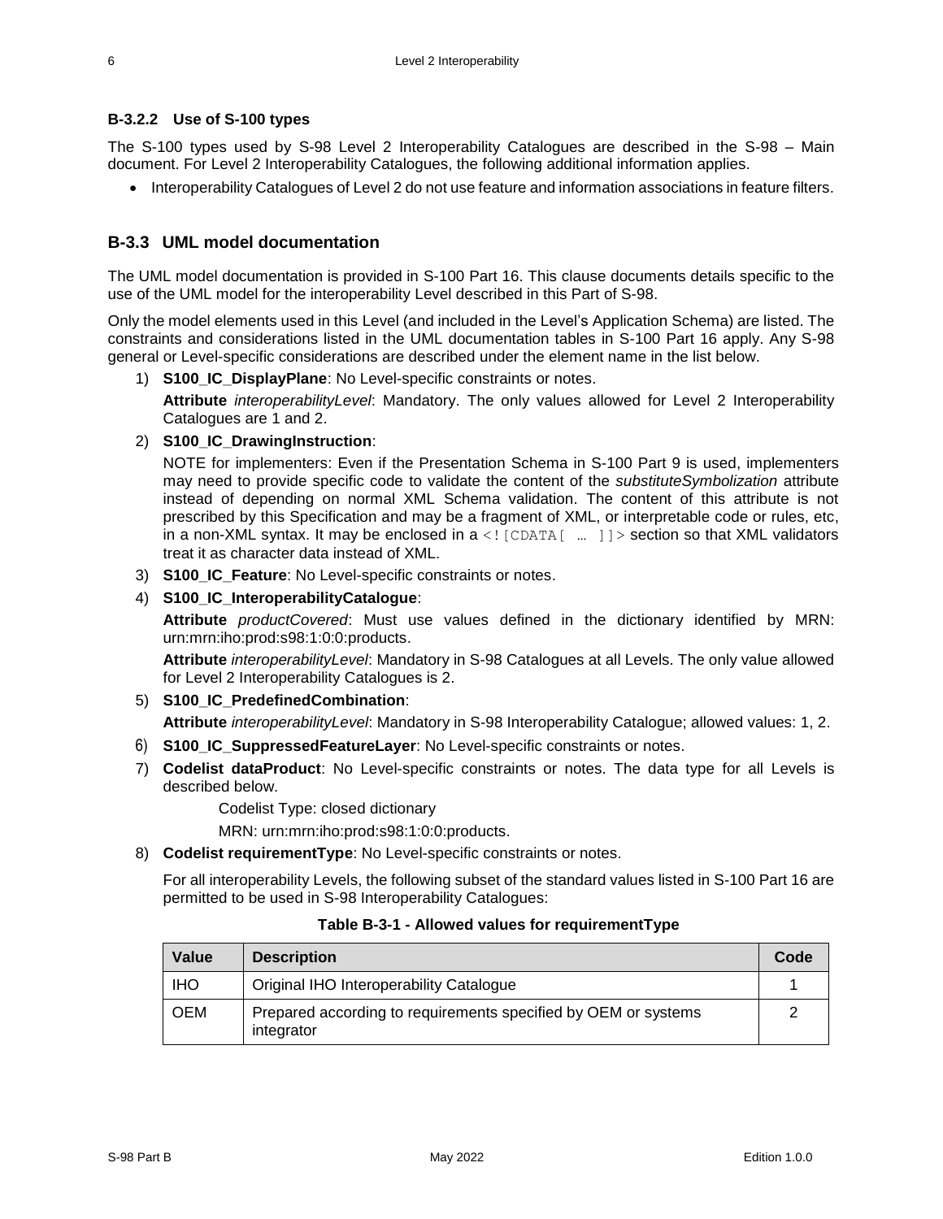#### B-3.2.2 Use of S-100 types

The S-100 types used by S-98 Level 2 Interoperability Catalogues are described in the S-98 – Main document. For Level 2 Interoperability Catalogues, the following additional information applies.

- Interoperability Catalogues of Level 2 do not use feature and information associations in feature filters.

### B-3.3 UML model documentation

The UML model documentation is provided in S-100 Part 16. This clause documents details specific to the use of the UML model for the interoperability Level described in this Part of S-98.

Only the model elements used in this Level (and included in the Level's Application Schema) are listed. The constraints and considerations listed in the UML documentation tables in S-100 Part 16 apply. Any S-98 general or Level-specific considerations are described under the element name in the list below.

1) **S100_IC_DisplayPlane**: No Level-specific constraints or notes.

   **Attribute** *interoperabilityLevel*: Mandatory. The only values allowed for Level 2 Interoperability Catalogues are 1 and 2.

2) **S100_IC_DrawingInstruction**:

   NOTE for implementers: Even if the Presentation Schema in S-100 Part 9 is used, implementers may need to provide specific code to validate the content of the *substituteSymbolization* attribute instead of depending on normal XML Schema validation. The content of this attribute is not prescribed by this Specification and may be a fragment of XML, or interpretable code or rules, etc, in a non-XML syntax. It may be enclosed in a `<![CDATA[ … ]]>` section so that XML validators treat it as character data instead of XML.

3) **S100_IC_Feature**: No Level-specific constraints or notes.

4) **S100_IC_InteroperabilityCatalogue**:

   **Attribute** *productCovered*: Must use values defined in the dictionary identified by MRN: urn:mrn:iho:prod:s98:1:0:0:products.

   **Attribute** *interoperabilityLevel*: Mandatory in S-98 Catalogues at all Levels. The only value allowed for Level 2 Interoperability Catalogues is 2.

5) **S100_IC_PredefinedCombination**:

   **Attribute** *interoperabilityLevel*: Mandatory in S-98 Interoperability Catalogue; allowed values: 1, 2.

6) **S100_IC_SuppressedFeatureLayer**: No Level-specific constraints or notes.

7) **Codelist dataProduct**: No Level-specific constraints or notes. The data type for all Levels is described below.

   Codelist Type: closed dictionary

   MRN: urn:mrn:iho:prod:s98:1:0:0:products.

8) **Codelist requirementType**: No Level-specific constraints or notes.

   For all interoperability Levels, the following subset of the standard values listed in S-100 Part 16 are permitted to be used in S-98 Interoperability Catalogues:

**Table B-3-1 - Allowed values for requirementType**

| Value | Description | Code |
|---|---|---|
| IHO | Original IHO Interoperability Catalogue | 1 |
| OEM | Prepared according to requirements specified by OEM or systems integrator | 2 |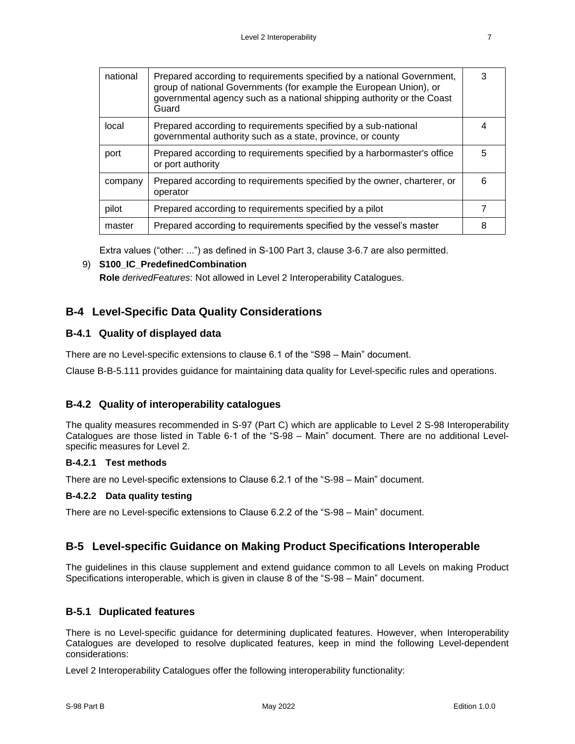| national | Prepared according to requirements specified by a national Government, group of national Governments (for example the European Union), or governmental agency such as a national shipping authority or the Coast Guard | 3 |
|---|---|---|
| local | Prepared according to requirements specified by a sub-national governmental authority such as a state, province, or county | 4 |
| port | Prepared according to requirements specified by a harbormaster's office or port authority | 5 |
| company | Prepared according to requirements specified by the owner, charterer, or operator | 6 |
| pilot | Prepared according to requirements specified by a pilot | 7 |
| master | Prepared according to requirements specified by the vessel's master | 8 |

Extra values ("other: ...") as defined in S-100 Part 3, clause 3-6.7 are also permitted.

9) **S100_IC_PredefinedCombination**
   **Role** *derivedFeatures*: Not allowed in Level 2 Interoperability Catalogues.

## B-4 Level-Specific Data Quality Considerations

### B-4.1 Quality of displayed data

There are no Level-specific extensions to clause 6.1 of the "S98 – Main" document.

Clause B-B-5.111 provides guidance for maintaining data quality for Level-specific rules and operations.

### B-4.2 Quality of interoperability catalogues

The quality measures recommended in S-97 (Part C) which are applicable to Level 2 S-98 Interoperability Catalogues are those listed in Table 6-1 of the "S-98 – Main" document. There are no additional Level-specific measures for Level 2.

#### B-4.2.1 Test methods

There are no Level-specific extensions to Clause 6.2.1 of the "S-98 – Main" document.

#### B-4.2.2 Data quality testing

There are no Level-specific extensions to Clause 6.2.2 of the "S-98 – Main" document.

## B-5 Level-specific Guidance on Making Product Specifications Interoperable

The guidelines in this clause supplement and extend guidance common to all Levels on making Product Specifications interoperable, which is given in clause 8 of the "S-98 – Main" document.

### B-5.1 Duplicated features

There is no Level-specific guidance for determining duplicated features. However, when Interoperability Catalogues are developed to resolve duplicated features, keep in mind the following Level-dependent considerations:

Level 2 Interoperability Catalogues offer the following interoperability functionality: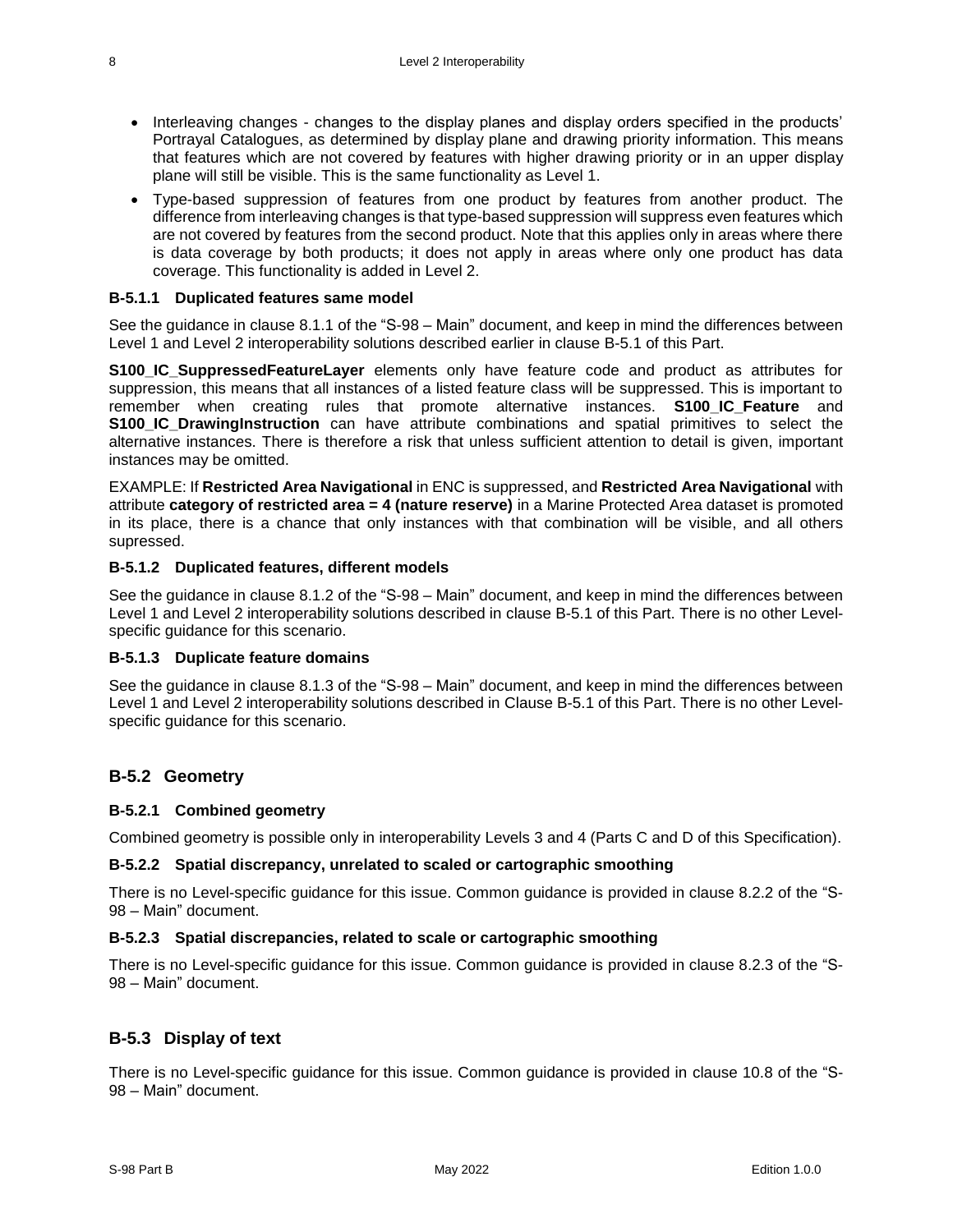- Interleaving changes - changes to the display planes and display orders specified in the products' Portrayal Catalogues, as determined by display plane and drawing priority information. This means that features which are not covered by features with higher drawing priority or in an upper display plane will still be visible. This is the same functionality as Level 1.
- Type-based suppression of features from one product by features from another product. The difference from interleaving changes is that type-based suppression will suppress even features which are not covered by features from the second product. Note that this applies only in areas where there is data coverage by both products; it does not apply in areas where only one product has data coverage. This functionality is added in Level 2.

### B-5.1.1 Duplicated features same model

See the guidance in clause 8.1.1 of the "S-98 – Main" document, and keep in mind the differences between Level 1 and Level 2 interoperability solutions described earlier in clause B-5.1 of this Part.

**S100_IC_SuppressedFeatureLayer** elements only have feature code and product as attributes for suppression, this means that all instances of a listed feature class will be suppressed. This is important to remember when creating rules that promote alternative instances. **S100_IC_Feature** and **S100_IC_DrawingInstruction** can have attribute combinations and spatial primitives to select the alternative instances. There is therefore a risk that unless sufficient attention to detail is given, important instances may be omitted.

EXAMPLE: If **Restricted Area Navigational** in ENC is suppressed, and **Restricted Area Navigational** with attribute **category of restricted area = 4 (nature reserve)** in a Marine Protected Area dataset is promoted in its place, there is a chance that only instances with that combination will be visible, and all others supressed.

### B-5.1.2 Duplicated features, different models

See the guidance in clause 8.1.2 of the "S-98 – Main" document, and keep in mind the differences between Level 1 and Level 2 interoperability solutions described in clause B-5.1 of this Part. There is no other Level-specific guidance for this scenario.

### B-5.1.3 Duplicate feature domains

See the guidance in clause 8.1.3 of the "S-98 – Main" document, and keep in mind the differences between Level 1 and Level 2 interoperability solutions described in Clause B-5.1 of this Part. There is no other Level-specific guidance for this scenario.

## B-5.2 Geometry

### B-5.2.1 Combined geometry

Combined geometry is possible only in interoperability Levels 3 and 4 (Parts C and D of this Specification).

### B-5.2.2 Spatial discrepancy, unrelated to scaled or cartographic smoothing

There is no Level-specific guidance for this issue. Common guidance is provided in clause 8.2.2 of the "S-98 – Main" document.

### B-5.2.3 Spatial discrepancies, related to scale or cartographic smoothing

There is no Level-specific guidance for this issue. Common guidance is provided in clause 8.2.3 of the "S-98 – Main" document.

## B-5.3 Display of text

There is no Level-specific guidance for this issue. Common guidance is provided in clause 10.8 of the "S-98 – Main" document.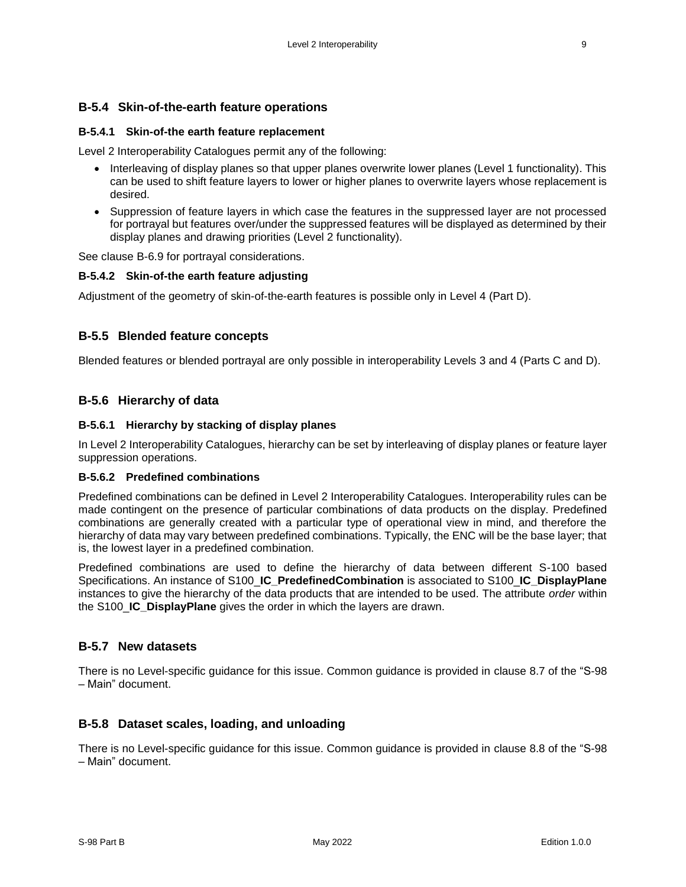## B-5.4 Skin-of-the-earth feature operations

### B-5.4.1 Skin-of-the earth feature replacement

Level 2 Interoperability Catalogues permit any of the following:

- Interleaving of display planes so that upper planes overwrite lower planes (Level 1 functionality). This can be used to shift feature layers to lower or higher planes to overwrite layers whose replacement is desired.
- Suppression of feature layers in which case the features in the suppressed layer are not processed for portrayal but features over/under the suppressed features will be displayed as determined by their display planes and drawing priorities (Level 2 functionality).

See clause B-6.9 for portrayal considerations.

### B-5.4.2 Skin-of-the earth feature adjusting

Adjustment of the geometry of skin-of-the-earth features is possible only in Level 4 (Part D).

## B-5.5 Blended feature concepts

Blended features or blended portrayal are only possible in interoperability Levels 3 and 4 (Parts C and D).

## B-5.6 Hierarchy of data

### B-5.6.1 Hierarchy by stacking of display planes

In Level 2 Interoperability Catalogues, hierarchy can be set by interleaving of display planes or feature layer suppression operations.

### B-5.6.2 Predefined combinations

Predefined combinations can be defined in Level 2 Interoperability Catalogues. Interoperability rules can be made contingent on the presence of particular combinations of data products on the display. Predefined combinations are generally created with a particular type of operational view in mind, and therefore the hierarchy of data may vary between predefined combinations. Typically, the ENC will be the base layer; that is, the lowest layer in a predefined combination.

Predefined combinations are used to define the hierarchy of data between different S-100 based Specifications. An instance of S100**_IC_PredefinedCombination** is associated to S100**_IC_DisplayPlane** instances to give the hierarchy of the data products that are intended to be used. The attribute *order* within the S100**_IC_DisplayPlane** gives the order in which the layers are drawn.

## B-5.7 New datasets

There is no Level-specific guidance for this issue. Common guidance is provided in clause 8.7 of the "S-98 – Main" document.

## B-5.8 Dataset scales, loading, and unloading

There is no Level-specific guidance for this issue. Common guidance is provided in clause 8.8 of the "S-98 – Main" document.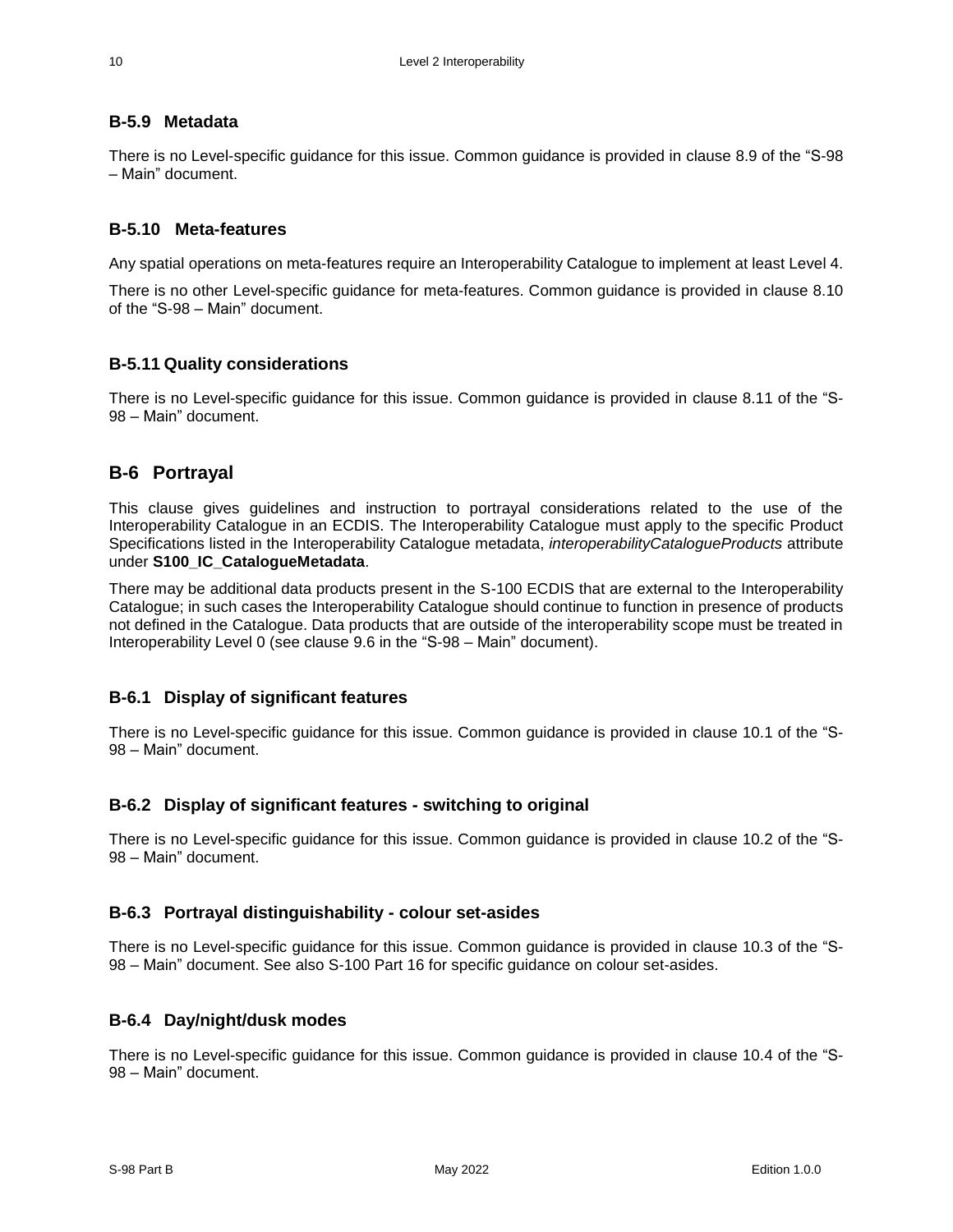### B-5.9 Metadata

There is no Level-specific guidance for this issue. Common guidance is provided in clause 8.9 of the "S-98 – Main" document.

### B-5.10 Meta-features

Any spatial operations on meta-features require an Interoperability Catalogue to implement at least Level 4.

There is no other Level-specific guidance for meta-features. Common guidance is provided in clause 8.10 of the "S-98 – Main" document.

### B-5.11 Quality considerations

There is no Level-specific guidance for this issue. Common guidance is provided in clause 8.11 of the "S-98 – Main" document.

## B-6 Portrayal

This clause gives guidelines and instruction to portrayal considerations related to the use of the Interoperability Catalogue in an ECDIS. The Interoperability Catalogue must apply to the specific Product Specifications listed in the Interoperability Catalogue metadata, *interoperabilityCatalogueProducts* attribute under **S100_IC_CatalogueMetadata**.

There may be additional data products present in the S-100 ECDIS that are external to the Interoperability Catalogue; in such cases the Interoperability Catalogue should continue to function in presence of products not defined in the Catalogue. Data products that are outside of the interoperability scope must be treated in Interoperability Level 0 (see clause 9.6 in the "S-98 – Main" document).

### B-6.1 Display of significant features

There is no Level-specific guidance for this issue. Common guidance is provided in clause 10.1 of the "S-98 – Main" document.

### B-6.2 Display of significant features - switching to original

There is no Level-specific guidance for this issue. Common guidance is provided in clause 10.2 of the "S-98 – Main" document.

### B-6.3 Portrayal distinguishability - colour set-asides

There is no Level-specific guidance for this issue. Common guidance is provided in clause 10.3 of the "S-98 – Main" document. See also S-100 Part 16 for specific guidance on colour set-asides.

### B-6.4 Day/night/dusk modes

There is no Level-specific guidance for this issue. Common guidance is provided in clause 10.4 of the "S-98 – Main" document.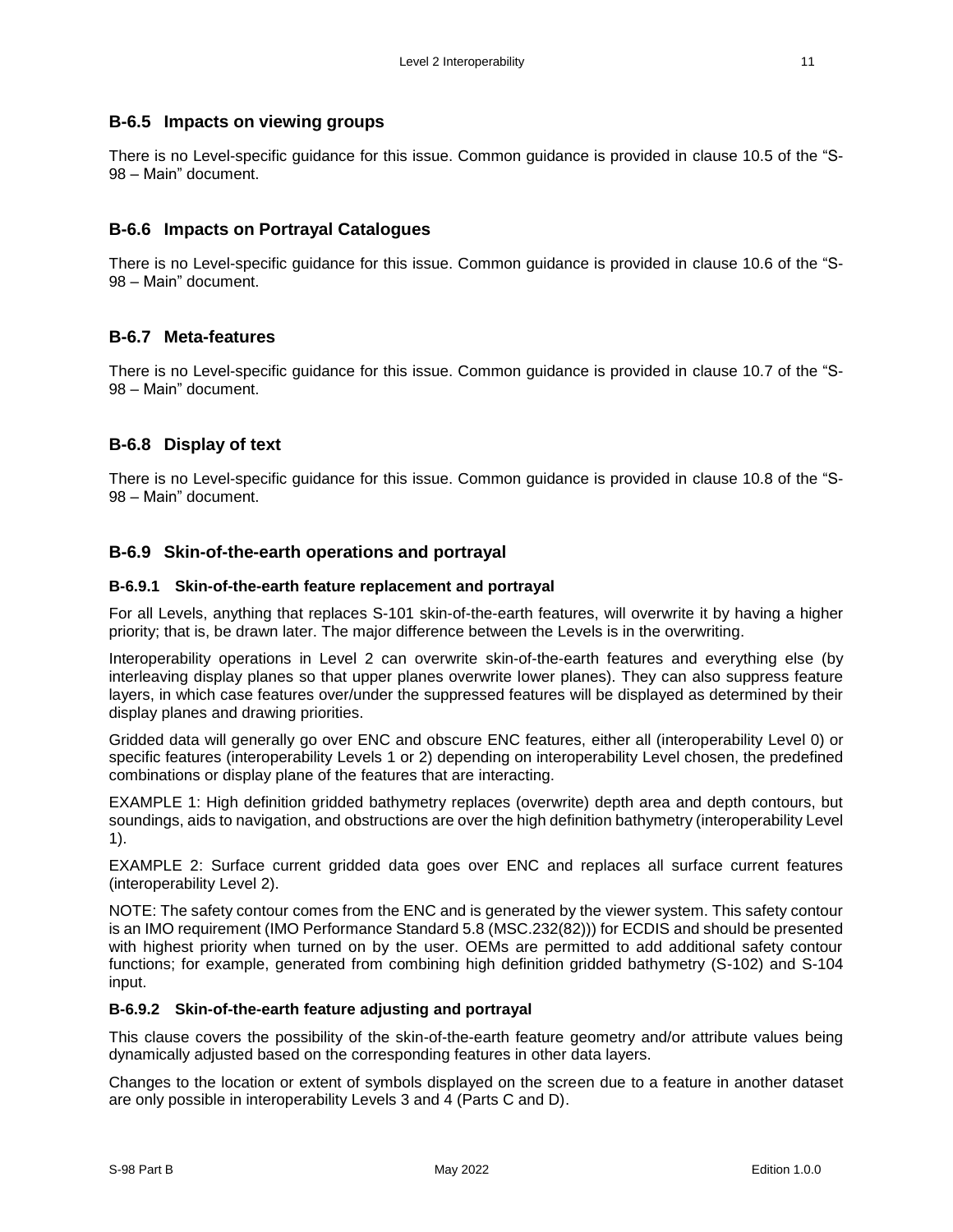## B-6.5 Impacts on viewing groups

There is no Level-specific guidance for this issue. Common guidance is provided in clause 10.5 of the "S-98 – Main" document.

## B-6.6 Impacts on Portrayal Catalogues

There is no Level-specific guidance for this issue. Common guidance is provided in clause 10.6 of the "S-98 – Main" document.

## B-6.7 Meta-features

There is no Level-specific guidance for this issue. Common guidance is provided in clause 10.7 of the "S-98 – Main" document.

## B-6.8 Display of text

There is no Level-specific guidance for this issue. Common guidance is provided in clause 10.8 of the "S-98 – Main" document.

## B-6.9 Skin-of-the-earth operations and portrayal

### B-6.9.1 Skin-of-the-earth feature replacement and portrayal

For all Levels, anything that replaces S-101 skin-of-the-earth features, will overwrite it by having a higher priority; that is, be drawn later. The major difference between the Levels is in the overwriting.

Interoperability operations in Level 2 can overwrite skin-of-the-earth features and everything else (by interleaving display planes so that upper planes overwrite lower planes). They can also suppress feature layers, in which case features over/under the suppressed features will be displayed as determined by their display planes and drawing priorities.

Gridded data will generally go over ENC and obscure ENC features, either all (interoperability Level 0) or specific features (interoperability Levels 1 or 2) depending on interoperability Level chosen, the predefined combinations or display plane of the features that are interacting.

EXAMPLE 1: High definition gridded bathymetry replaces (overwrite) depth area and depth contours, but soundings, aids to navigation, and obstructions are over the high definition bathymetry (interoperability Level 1).

EXAMPLE 2: Surface current gridded data goes over ENC and replaces all surface current features (interoperability Level 2).

NOTE: The safety contour comes from the ENC and is generated by the viewer system. This safety contour is an IMO requirement (IMO Performance Standard 5.8 (MSC.232(82))) for ECDIS and should be presented with highest priority when turned on by the user. OEMs are permitted to add additional safety contour functions; for example, generated from combining high definition gridded bathymetry (S-102) and S-104 input.

### B-6.9.2 Skin-of-the-earth feature adjusting and portrayal

This clause covers the possibility of the skin-of-the-earth feature geometry and/or attribute values being dynamically adjusted based on the corresponding features in other data layers.

Changes to the location or extent of symbols displayed on the screen due to a feature in another dataset are only possible in interoperability Levels 3 and 4 (Parts C and D).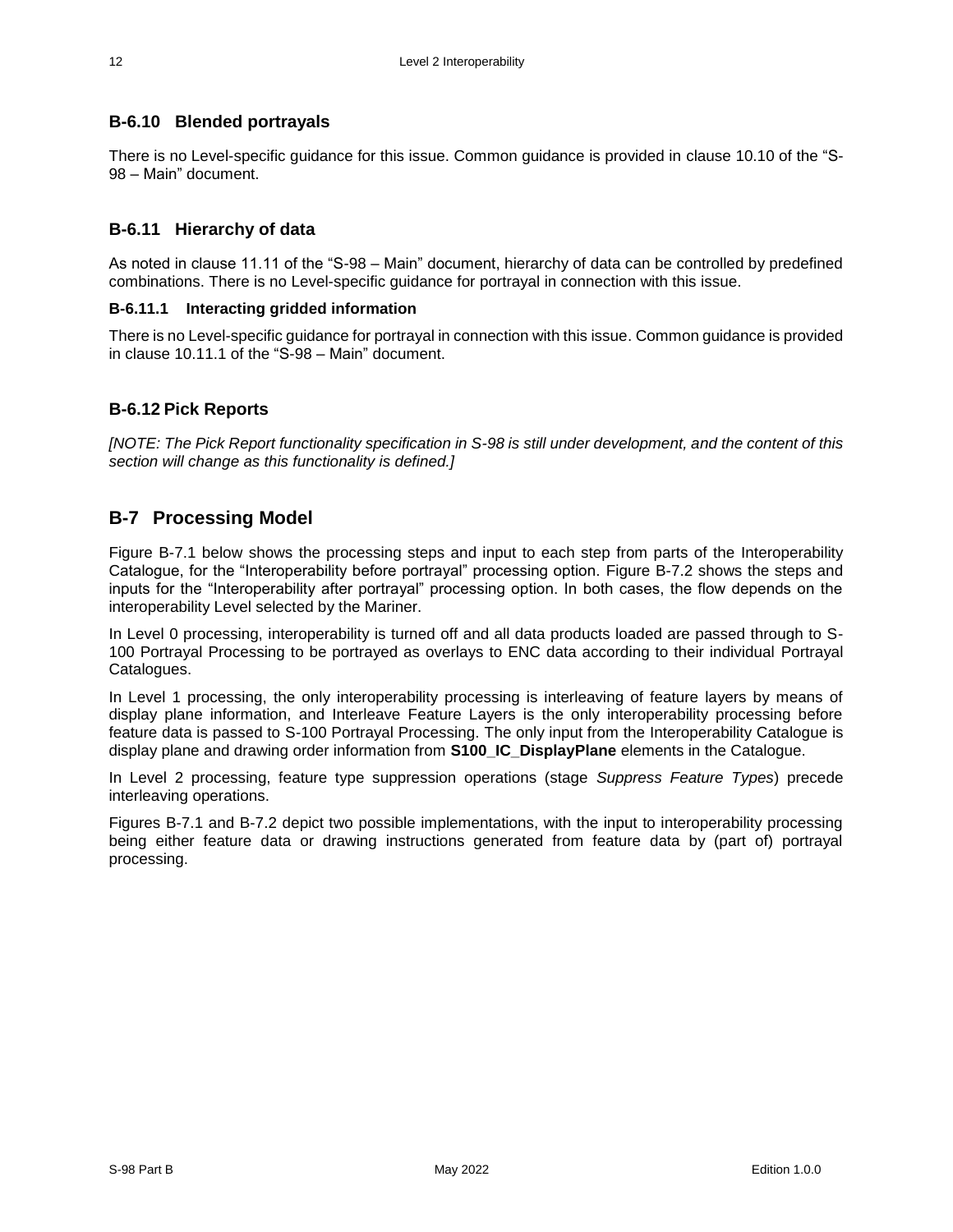### B-6.10 Blended portrayals

There is no Level-specific guidance for this issue. Common guidance is provided in clause 10.10 of the "S-98 – Main" document.

### B-6.11 Hierarchy of data

As noted in clause 11.11 of the "S-98 – Main" document, hierarchy of data can be controlled by predefined combinations. There is no Level-specific guidance for portrayal in connection with this issue.

#### B-6.11.1 Interacting gridded information

There is no Level-specific guidance for portrayal in connection with this issue. Common guidance is provided in clause 10.11.1 of the "S-98 – Main" document.

### B-6.12 Pick Reports

*[NOTE: The Pick Report functionality specification in S-98 is still under development, and the content of this section will change as this functionality is defined.]*

## B-7 Processing Model

Figure B-7.1 below shows the processing steps and input to each step from parts of the Interoperability Catalogue, for the "Interoperability before portrayal" processing option. Figure B-7.2 shows the steps and inputs for the "Interoperability after portrayal" processing option. In both cases, the flow depends on the interoperability Level selected by the Mariner.

In Level 0 processing, interoperability is turned off and all data products loaded are passed through to S-100 Portrayal Processing to be portrayed as overlays to ENC data according to their individual Portrayal Catalogues.

In Level 1 processing, the only interoperability processing is interleaving of feature layers by means of display plane information, and Interleave Feature Layers is the only interoperability processing before feature data is passed to S-100 Portrayal Processing. The only input from the Interoperability Catalogue is display plane and drawing order information from **S100_IC_DisplayPlane** elements in the Catalogue.

In Level 2 processing, feature type suppression operations (stage *Suppress Feature Types*) precede interleaving operations.

Figures B-7.1 and B-7.2 depict two possible implementations, with the input to interoperability processing being either feature data or drawing instructions generated from feature data by (part of) portrayal processing.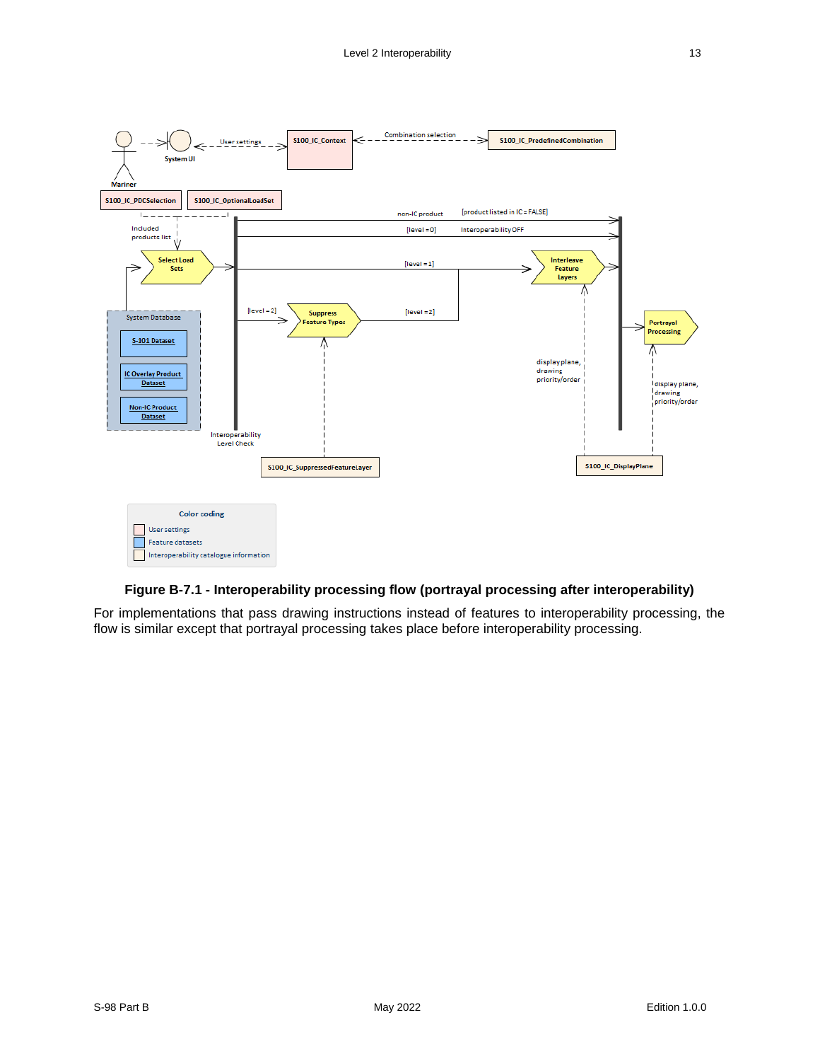**Figure B-7.1 - Interoperability processing flow (portrayal processing after interoperability)**

For implementations that pass drawing instructions instead of features to interoperability processing, the flow is similar except that portrayal processing takes place before interoperability processing.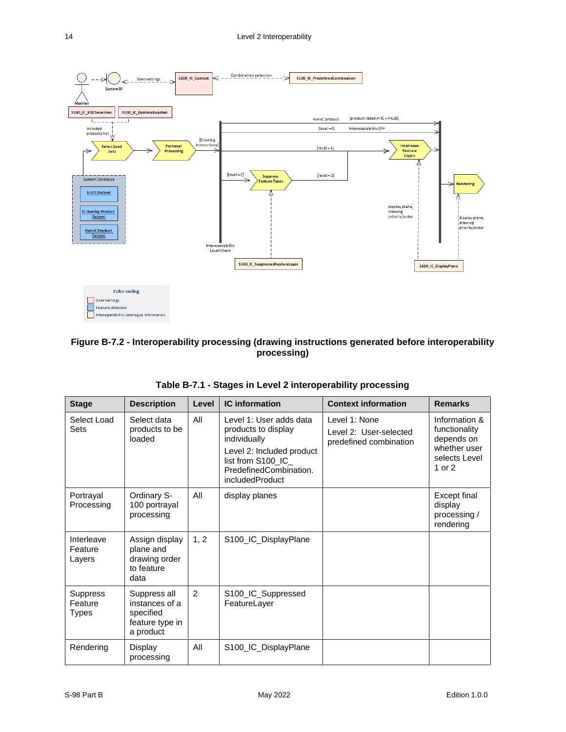**Figure B-7.2 - Interoperability processing (drawing instructions generated before interoperability processing)**

**Table B-7.1 - Stages in Level 2 interoperability processing**

| Stage | Description | Level | IC information | Context information | Remarks |
|---|---|---|---|---|---|
| Select Load Sets | Select data products to be loaded | All | Level 1: User adds data products to display individually<br>Level 2: Included product list from S100_IC_ PredefinedCombination. includedProduct | Level 1: None<br>Level 2: User-selected predefined combination | Information & functionality depends on whether user selects Level 1 or 2 |
| Portrayal Processing | Ordinary S-100 portrayal processing | All | display planes | | Except final display processing / rendering |
| Interleave Feature Layers | Assign display plane and drawing order to feature data | 1, 2 | S100_IC_DisplayPlane | | |
| Suppress Feature Types | Suppress all instances of a specified feature type in a product | 2 | S100_IC_Suppressed FeatureLayer | | |
| Rendering | Display processing | All | S100_IC_DisplayPlane | | |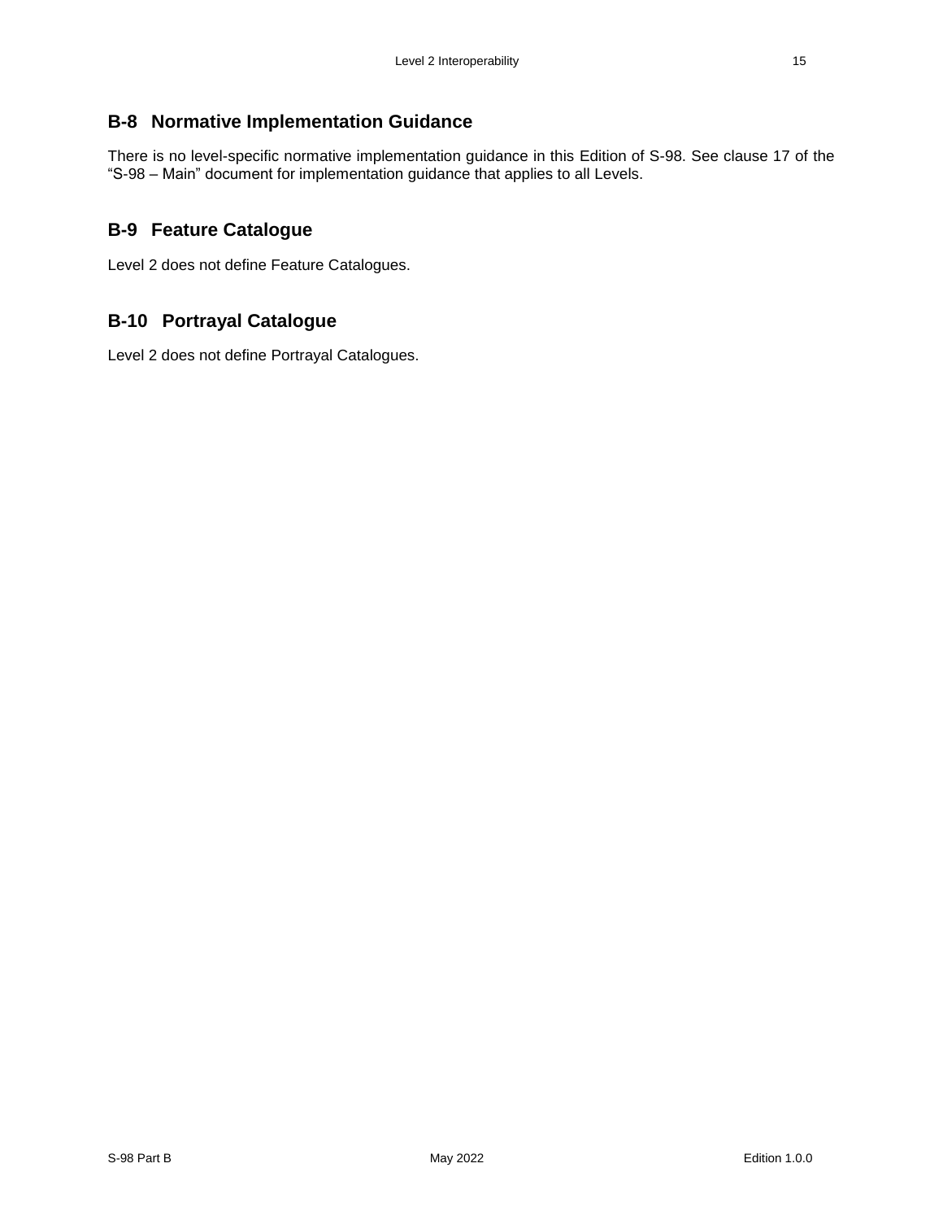## B-8 Normative Implementation Guidance

There is no level-specific normative implementation guidance in this Edition of S-98. See clause 17 of the "S-98 – Main" document for implementation guidance that applies to all Levels.

## B-9 Feature Catalogue

Level 2 does not define Feature Catalogues.

## B-10 Portrayal Catalogue

Level 2 does not define Portrayal Catalogues.